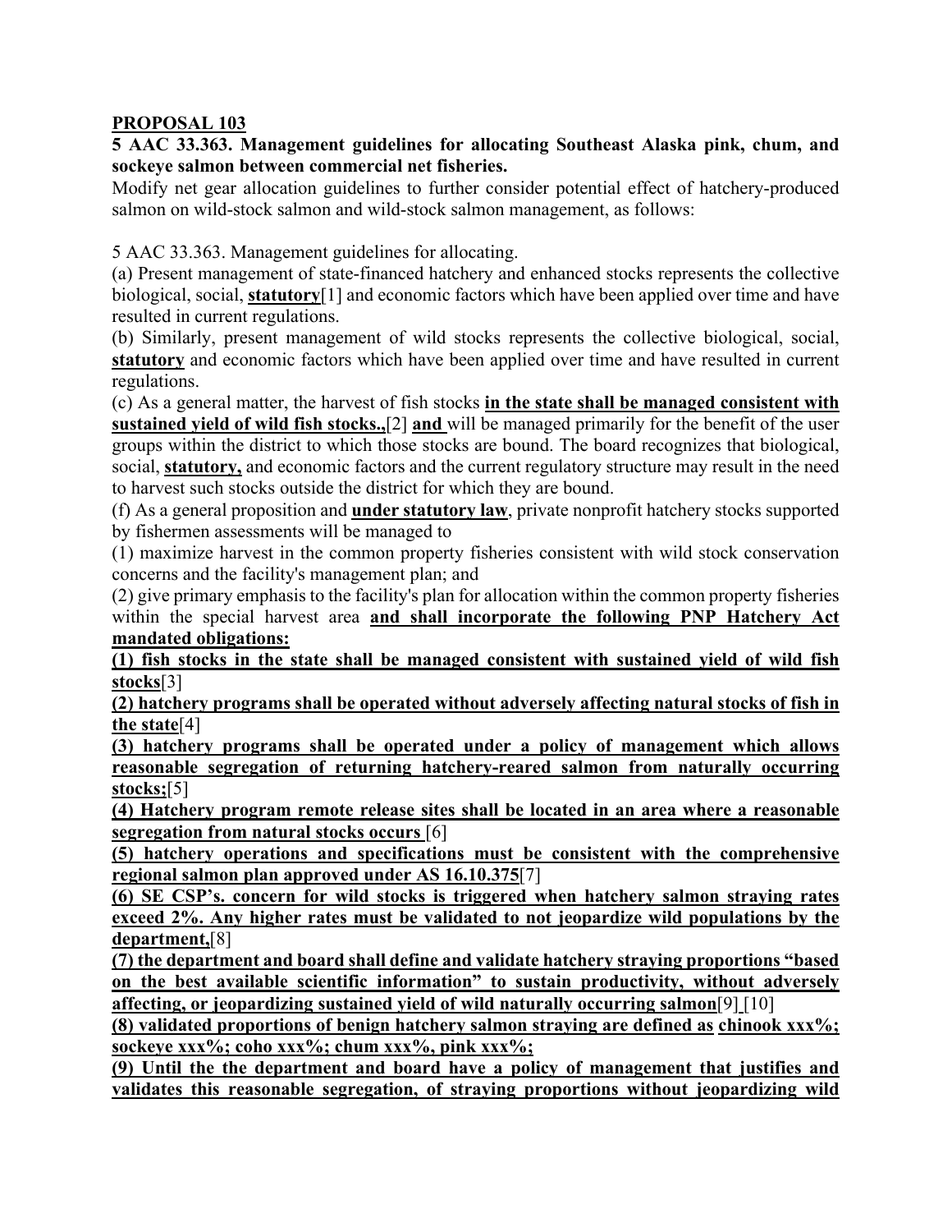**PROPOSAL 103**

**5 AAC 33.363. Management guidelines for allocating Southeast Alaska pink, chum, and sockeye salmon between commercial net fisheries.**

Modify net gear allocation guidelines to further consider potential effect of hatchery-produced salmon on wild-stock salmon and wild-stock salmon management, as follows:

5 AAC 33.363. Management guidelines for allocating.

(a) Present management of state-financed hatchery and enhanced stocks represents the collective biological, social, **statutory**[1] and economic factors which have been applied over time and have resulted in current regulations.

(b) Similarly, present management of wild stocks represents the collective biological, social, **statutory** and economic factors which have been applied over time and have resulted in current regulations.

(c) As a general matter, the harvest of fish stocks **in the state shall be managed consistent with sustained yield of wild fish stocks.,**[2] **and** will be managed primarily for the benefit of the user groups within the district to which those stocks are bound. The board recognizes that biological, social, **statutory,** and economic factors and the current regulatory structure may result in the need to harvest such stocks outside the district for which they are bound.

(f) As a general proposition and **under statutory law**, private nonprofit hatchery stocks supported by fishermen assessments will be managed to

(1) maximize harvest in the common property fisheries consistent with wild stock conservation concerns and the facility's management plan; and

(2) give primary emphasis to the facility's plan for allocation within the common property fisheries within the special harvest area **and shall incorporate the following PNP Hatchery Act mandated obligations:**

**(1) fish stocks in the state shall be managed consistent with sustained yield of wild fish stocks**[3]

**(2) hatchery programs shall be operated without adversely affecting natural stocks of fish in the state**[4]

**(3) hatchery programs shall be operated under a policy of management which allows reasonable segregation of returning hatchery-reared salmon from naturally occurring stocks;**[5]

**(4) Hatchery program remote release sites shall be located in an area where a reasonable segregation from natural stocks occurs** [6]

**(5) hatchery operations and specifications must be consistent with the comprehensive regional salmon plan approved under AS 16.10.375**[7]

**(6) SE CSP's. concern for wild stocks is triggered when hatchery salmon straying rates exceed 2%. Any higher rates must be validated to not jeopardize wild populations by the department,**[8]

**(7) the department and board shall define and validate hatchery straying proportions "based on the best available scientific information" to sustain productivity, without adversely affecting, or jeopardizing sustained yield of wild naturally occurring salmon**[9] [10]

**(8) validated proportions of benign hatchery salmon straying are defined as chinook xxx%; sockeye xxx%; coho xxx%; chum xxx%, pink xxx%;**

**(9) Until the the department and board have a policy of management that justifies and validates this reasonable segregation, of straying proportions without jeopardizing wild**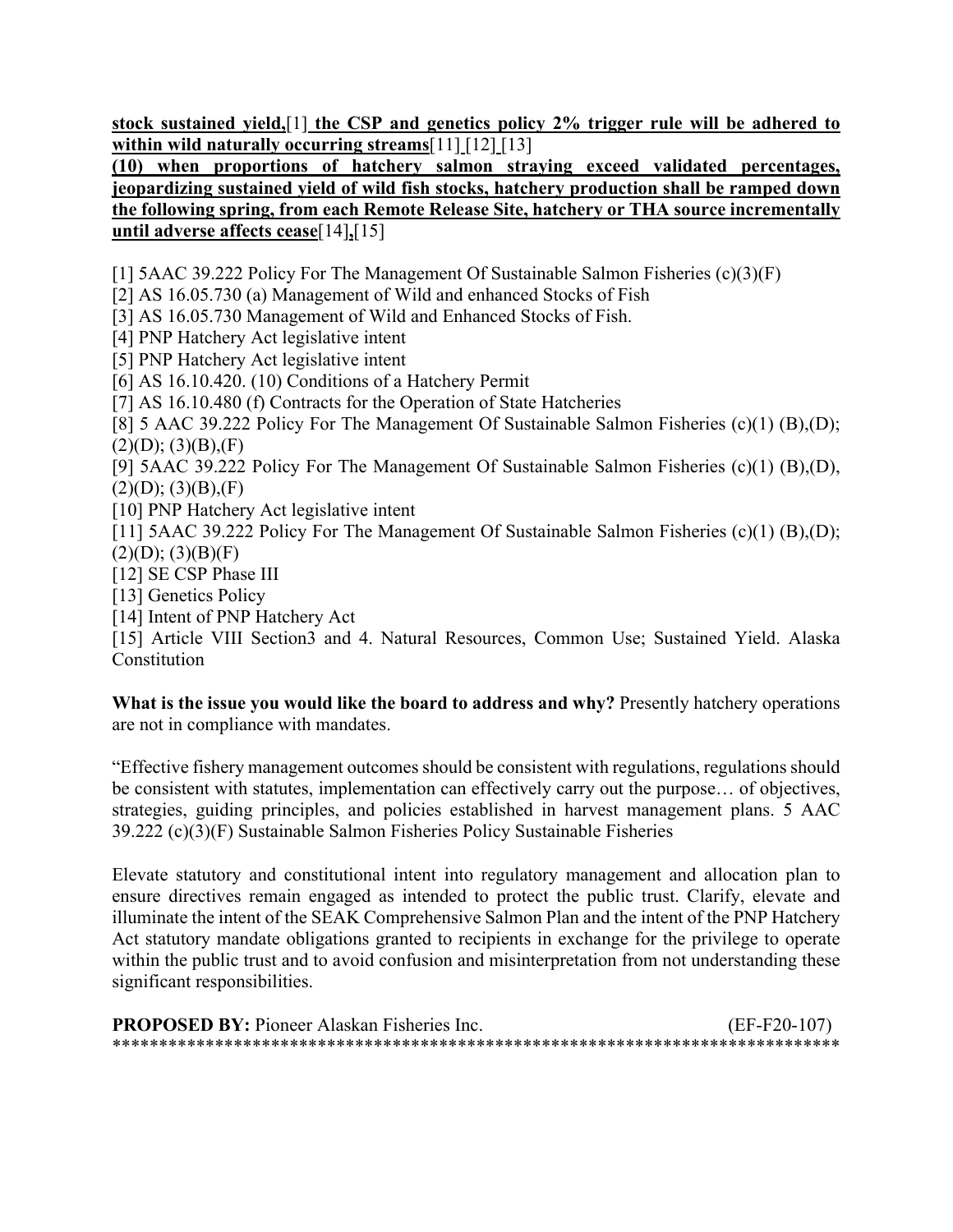**stock sustained yield,**[1] **the CSP and genetics policy 2% trigger rule will be adhered to within wild naturally occurring streams**[11] [12] [13]

**(10) when proportions of hatchery salmon straying exceed validated percentages, jeopardizing sustained yield of wild fish stocks, hatchery production shall be ramped down the following spring, from each Remote Release Site, hatchery or THA source incrementally until adverse affects cease**[14]**,**[15]

[1] 5AAC 39.222 Policy For The Management Of Sustainable Salmon Fisheries (c)(3)(F)
[2] AS 16.05.730 (a) Management of Wild and enhanced Stocks of Fish
[3] AS 16.05.730 Management of Wild and Enhanced Stocks of Fish.
[4] PNP Hatchery Act legislative intent
[5] PNP Hatchery Act legislative intent
[6] AS 16.10.420. (10) Conditions of a Hatchery Permit
[7] AS 16.10.480 (f) Contracts for the Operation of State Hatcheries
[8] 5 AAC 39.222 Policy For The Management Of Sustainable Salmon Fisheries (c)(1) (B),(D); (2)(D); (3)(B),(F)
[9] 5AAC 39.222 Policy For The Management Of Sustainable Salmon Fisheries (c)(1) (B),(D), (2)(D); (3)(B),(F)
[10] PNP Hatchery Act legislative intent
[11] 5AAC 39.222 Policy For The Management Of Sustainable Salmon Fisheries (c)(1) (B),(D); (2)(D); (3)(B)(F)
[12] SE CSP Phase III
[13] Genetics Policy
[14] Intent of PNP Hatchery Act
[15] Article VIII Section3 and 4. Natural Resources, Common Use; Sustained Yield. Alaska Constitution

**What is the issue you would like the board to address and why?** Presently hatchery operations are not in compliance with mandates.

"Effective fishery management outcomes should be consistent with regulations, regulations should be consistent with statutes, implementation can effectively carry out the purpose… of objectives, strategies, guiding principles, and policies established in harvest management plans. 5 AAC 39.222 (c)(3)(F) Sustainable Salmon Fisheries Policy Sustainable Fisheries

Elevate statutory and constitutional intent into regulatory management and allocation plan to ensure directives remain engaged as intended to protect the public trust. Clarify, elevate and illuminate the intent of the SEAK Comprehensive Salmon Plan and the intent of the PNP Hatchery Act statutory mandate obligations granted to recipients in exchange for the privilege to operate within the public trust and to avoid confusion and misinterpretation from not understanding these significant responsibilities.

**PROPOSED BY:** Pioneer Alaskan Fisheries Inc. (EF-F20-107)

******************************************************************************